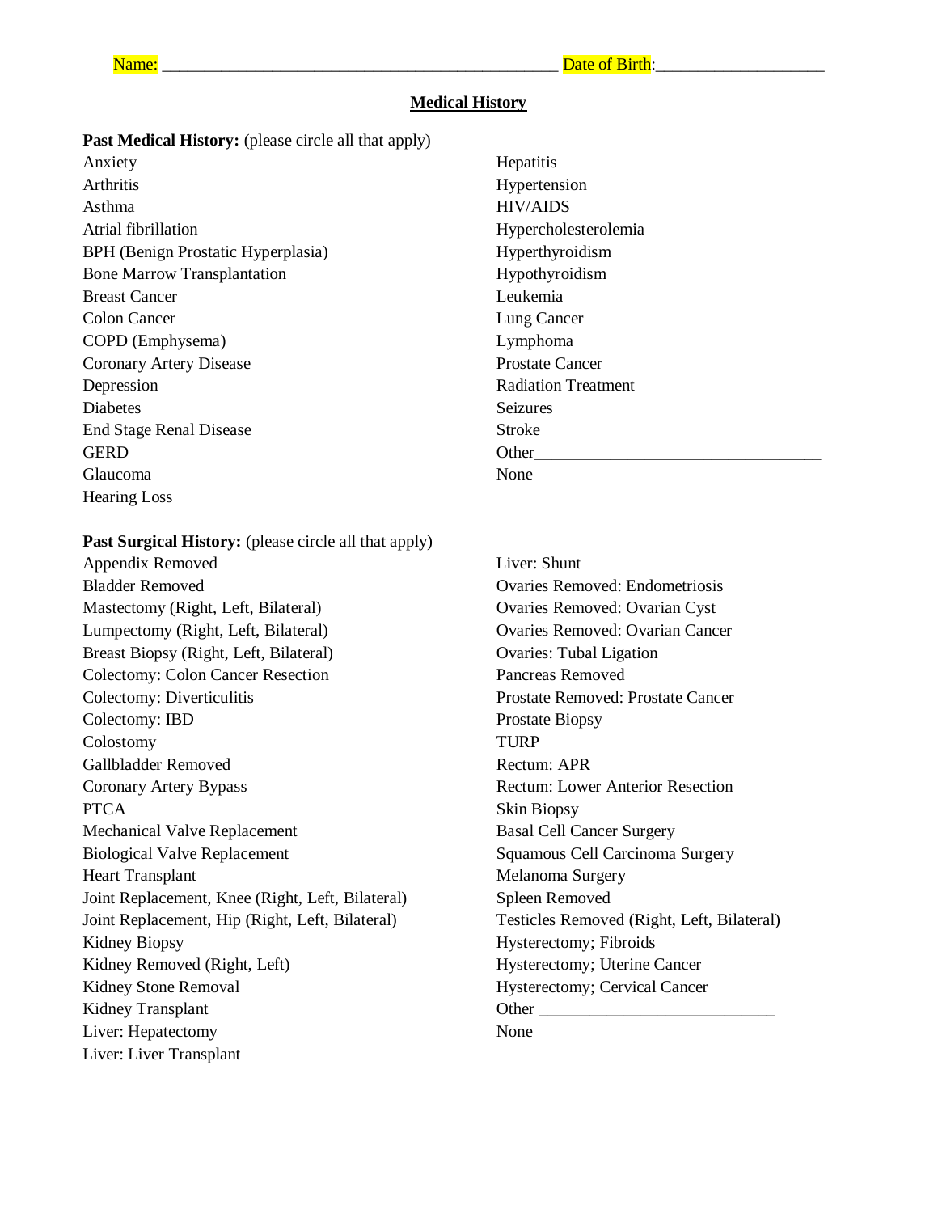Name: ____________________________________________ Date of Birth:___________________

## Medical History

**Past Medical History:** (please circle all that apply)

Anxiety
Arthritis
Asthma
Atrial fibrillation
BPH (Benign Prostatic Hyperplasia)
Bone Marrow Transplantation
Breast Cancer
Colon Cancer
COPD (Emphysema)
Coronary Artery Disease
Depression
Diabetes
End Stage Renal Disease
GERD
Glaucoma
Hearing Loss
Hepatitis
Hypertension
HIV/AIDS
Hypercholesterolemia
Hyperthyroidism
Hypothyroidism
Leukemia
Lung Cancer
Lymphoma
Prostate Cancer
Radiation Treatment
Seizures
Stroke
Other________________________________
None

**Past Surgical History:** (please circle all that apply)

Appendix Removed
Bladder Removed
Mastectomy (Right, Left, Bilateral)
Lumpectomy (Right, Left, Bilateral)
Breast Biopsy (Right, Left, Bilateral)
Colectomy: Colon Cancer Resection
Colectomy: Diverticulitis
Colectomy: IBD
Colostomy
Gallbladder Removed
Coronary Artery Bypass
PTCA
Mechanical Valve Replacement
Biological Valve Replacement
Heart Transplant
Joint Replacement, Knee (Right, Left, Bilateral)
Joint Replacement, Hip (Right, Left, Bilateral)
Kidney Biopsy
Kidney Removed (Right, Left)
Kidney Stone Removal
Kidney Transplant
Liver: Hepatectomy
Liver: Liver Transplant
Liver: Shunt
Ovaries Removed: Endometriosis
Ovaries Removed: Ovarian Cyst
Ovaries Removed: Ovarian Cancer
Ovaries: Tubal Ligation
Pancreas Removed
Prostate Removed: Prostate Cancer
Prostate Biopsy
TURP
Rectum: APR
Rectum: Lower Anterior Resection
Skin Biopsy
Basal Cell Cancer Surgery
Squamous Cell Carcinoma Surgery
Melanoma Surgery
Spleen Removed
Testicles Removed (Right, Left, Bilateral)
Hysterectomy; Fibroids
Hysterectomy; Uterine Cancer
Hysterectomy; Cervical Cancer
Other ___________________________
None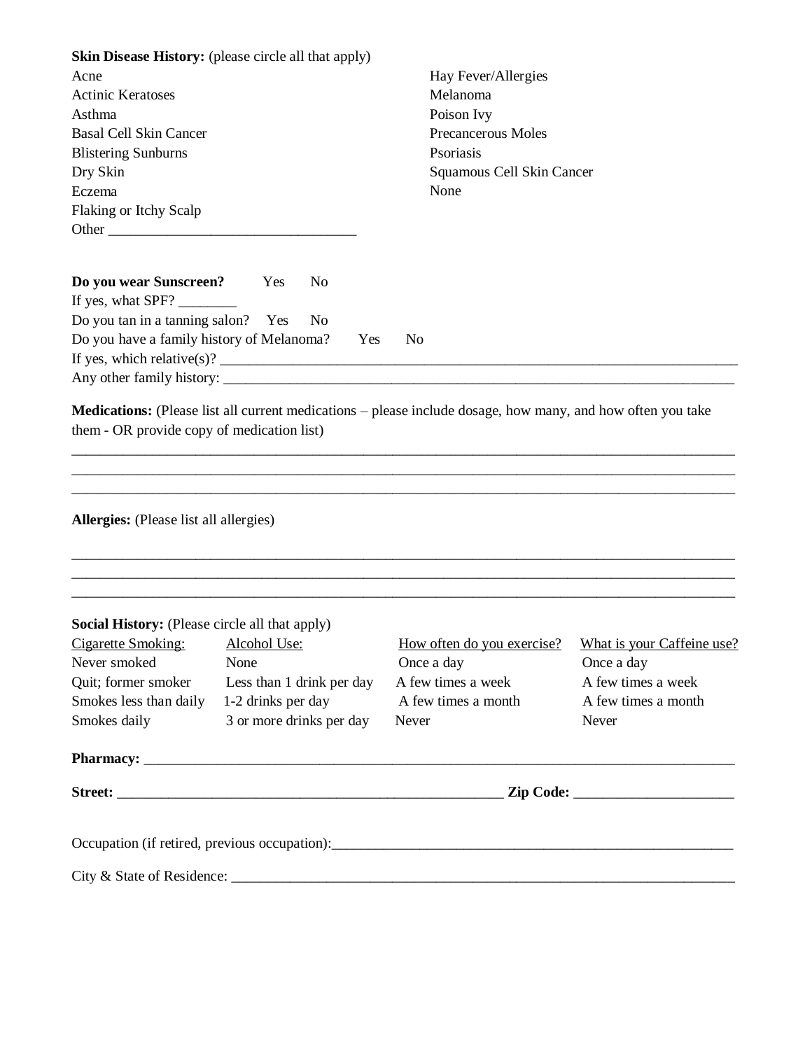**Skin Disease History:** (please circle all that apply)

Acne
Actinic Keratoses
Asthma
Basal Cell Skin Cancer
Blistering Sunburns
Dry Skin
Eczema
Flaking or Itchy Scalp
Other ________________________________

Hay Fever/Allergies
Melanoma
Poison Ivy
Precancerous Moles
Psoriasis
Squamous Cell Skin Cancer
None

**Do you wear Sunscreen?** Yes No

If yes, what SPF? ________

Do you tan in a tanning salon? Yes No

Do you have a family history of Melanoma? Yes No

If yes, which relative(s)? ______________________________________________________________________

Any other family history: ______________________________________________________________________

**Medications:** (Please list all current medications – please include dosage, how many, and how often you take them - OR provide copy of medication list)

______________________________________________________________________________________________
______________________________________________________________________________________________
______________________________________________________________________________________________

**Allergies:** (Please list all allergies)

______________________________________________________________________________________________
______________________________________________________________________________________________
______________________________________________________________________________________________

**Social History:** (Please circle all that apply)

| Cigarette Smoking: | Alcohol Use: | How often do you exercise? | What is your Caffeine use? |
|---|---|---|---|
| Never smoked | None | Once a day | Once a day |
| Quit; former smoker | Less than 1 drink per day | A few times a week | A few times a week |
| Smokes less than daily | 1-2 drinks per day | A few times a month | A few times a month |
| Smokes daily | 3 or more drinks per day | Never | Never |

**Pharmacy:** ____________________________________________________________________________

**Street:** ______________________________________________ **Zip Code:** ____________________

Occupation (if retired, previous occupation):__________________________________________________

City & State of Residence: _________________________________________________________________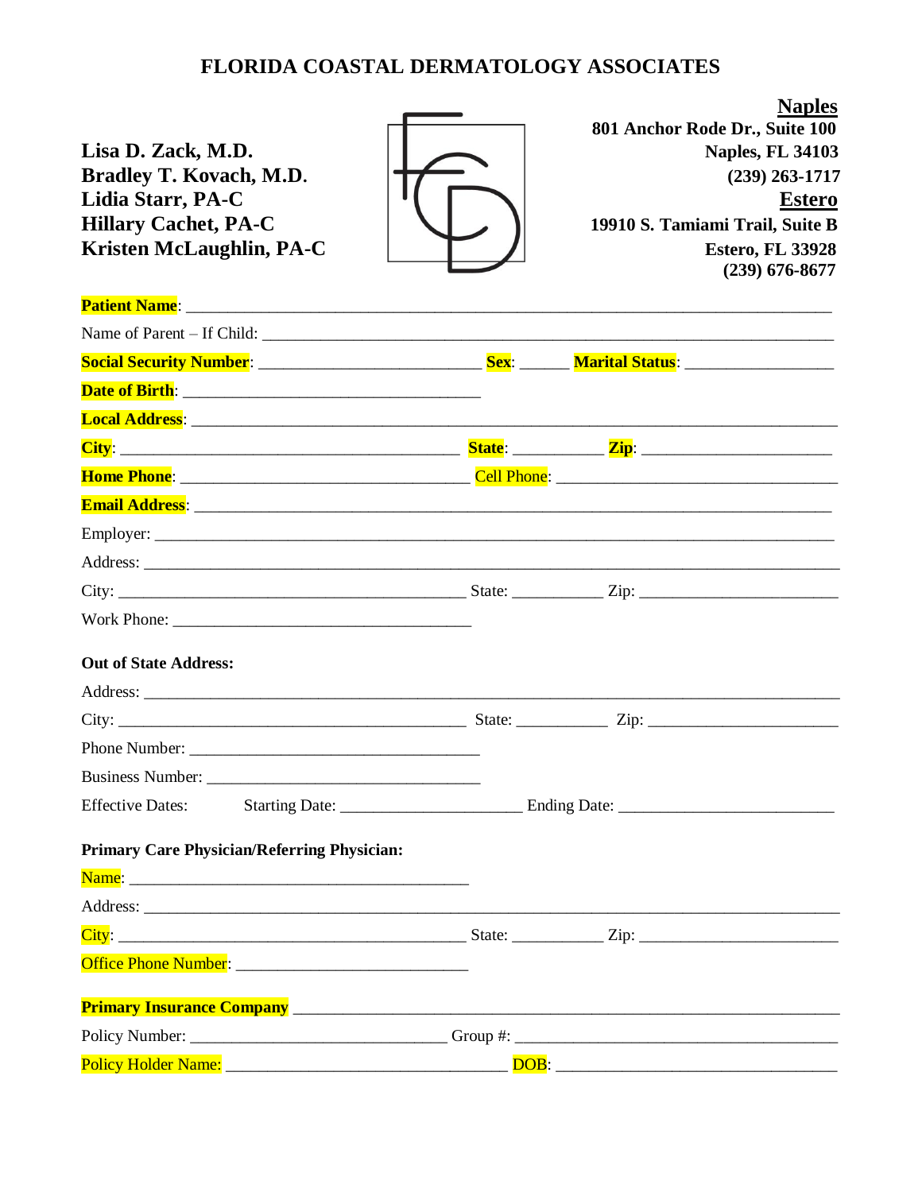# FLORIDA COASTAL DERMATOLOGY ASSOCIATES

**Lisa D. Zack, M.D.**
**Bradley T. Kovach, M.D.**
**Lidia Starr, PA-C**
**Hillary Cachet, PA-C**
**Kristen McLaughlin, PA-C**

**Naples**
**801 Anchor Rode Dr., Suite 100**
**Naples, FL 34103**
**(239) 263-1717**

**Estero**
**19910 S. Tamiami Trail, Suite B**
**Estero, FL 33928**
**(239) 676-8677**

**Patient Name**: ______________________________________________

Name of Parent – If Child: ______________________________________________

**Social Security Number**: __________________ **Sex**: ______ **Marital Status**: ______________

**Date of Birth**: ______________________________

**Local Address**: ______________________________________________

**City**: ______________________________ **State**: __________ **Zip**: ____________________

**Home Phone**: ____________________________ Cell Phone: ____________________________

**Email Address**: ______________________________________________

Employer: ______________________________________________

Address: ______________________________________________

City: ______________________________ State: __________ Zip: ____________________

Work Phone: ______________________________

**Out of State Address:**

Address: ______________________________________________

City: ______________________________ State: __________ Zip: ____________________

Phone Number: ______________________________

Business Number: ______________________________

Effective Dates: Starting Date: ____________________ Ending Date: ______________________

**Primary Care Physician/Referring Physician:**

Name: ____________________________________

Address: ______________________________________________

City: ______________________________ State: __________ Zip: ____________________

Office Phone Number: ________________________

**Primary Insurance Company** ______________________________________________

Policy Number: __________________________ Group #: ______________________________

Policy Holder Name: ____________________________ DOB: ______________________________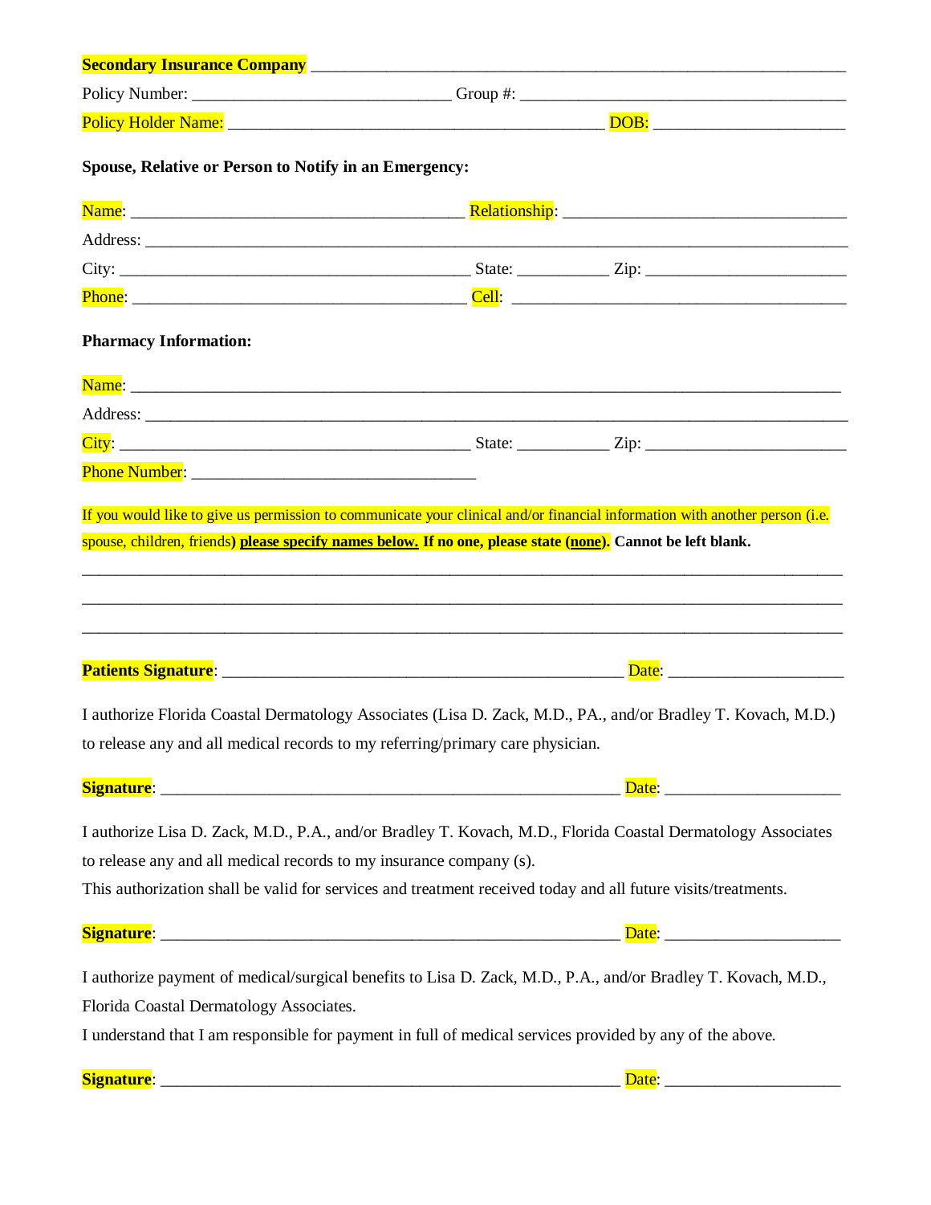**Secondary Insurance Company** ______________________________________________________________

Policy Number: ______________________________ Group #: ______________________________________

Policy Holder Name: ___________________________________________ DOB: _____________________

**Spouse, Relative or Person to Notify in an Emergency:**

Name: _______________________________________ Relationship: _________________________________

Address: _________________________________________________________________________________

City: __________________________________________ State: __________ Zip: _______________________

Phone: _______________________________________ Cell: _______________________________________

**Pharmacy Information:**

Name: _________________________________________________________________________________

Address: _________________________________________________________________________________

City: __________________________________________ State: __________ Zip: _______________________

Phone Number: _________________________________

If you would like to give us permission to communicate your clinical and/or financial information with another person (i.e. spouse, children, friends**) please specify names below. If no one, please state (none). Cannot be left blank.**

_________________________________________________________________________________________

_________________________________________________________________________________________

_________________________________________________________________________________________

**Patients Signature**: _______________________________________________ Date: ____________________

I authorize Florida Coastal Dermatology Associates (Lisa D. Zack, M.D., PA., and/or Bradley T. Kovach, M.D.) to release any and all medical records to my referring/primary care physician.

**Signature**: ______________________________________________________ Date: ____________________

I authorize Lisa D. Zack, M.D., P.A., and/or Bradley T. Kovach, M.D., Florida Coastal Dermatology Associates to release any and all medical records to my insurance company (s).
This authorization shall be valid for services and treatment received today and all future visits/treatments.

**Signature**: ______________________________________________________ Date: ____________________

I authorize payment of medical/surgical benefits to Lisa D. Zack, M.D., P.A., and/or Bradley T. Kovach, M.D., Florida Coastal Dermatology Associates.
I understand that I am responsible for payment in full of medical services provided by any of the above.

**Signature**: ______________________________________________________ Date: ____________________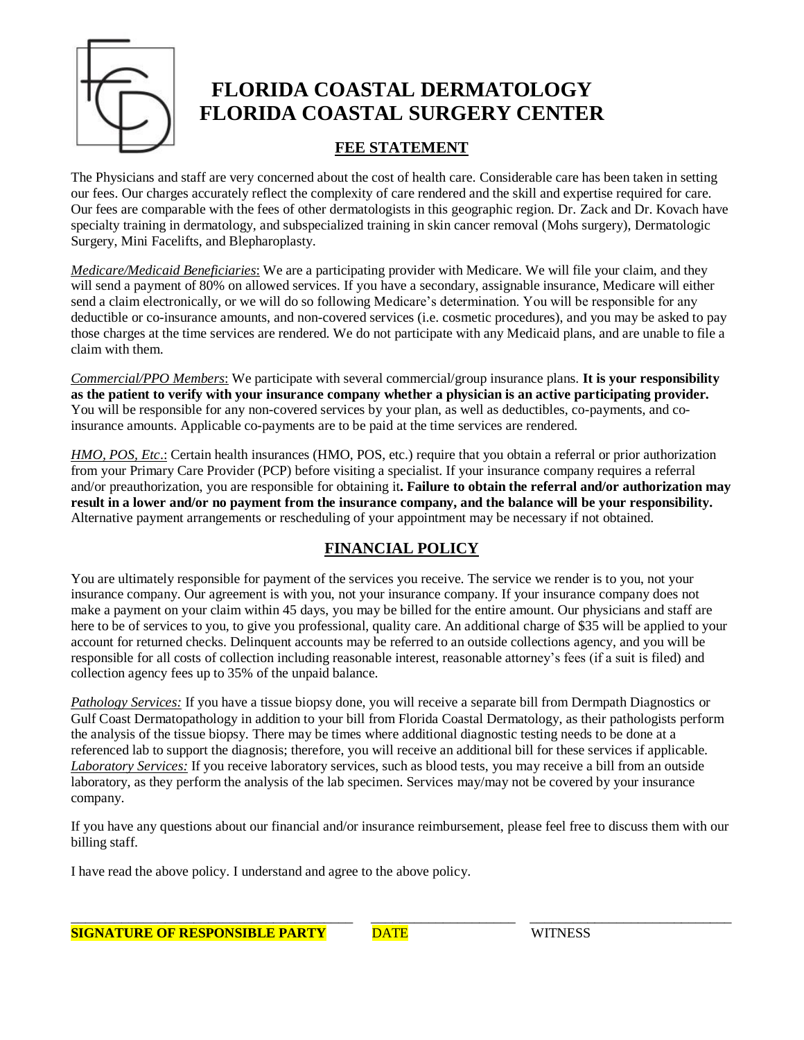# FLORIDA COASTAL DERMATOLOGY
# FLORIDA COASTAL SURGERY CENTER

## FEE STATEMENT

The Physicians and staff are very concerned about the cost of health care. Considerable care has been taken in setting our fees. Our charges accurately reflect the complexity of care rendered and the skill and expertise required for care. Our fees are comparable with the fees of other dermatologists in this geographic region. Dr. Zack and Dr. Kovach have specialty training in dermatology, and subspecialized training in skin cancer removal (Mohs surgery), Dermatologic Surgery, Mini Facelifts, and Blepharoplasty.

*Medicare/Medicaid Beneficiaries*: We are a participating provider with Medicare. We will file your claim, and they will send a payment of 80% on allowed services. If you have a secondary, assignable insurance, Medicare will either send a claim electronically, or we will do so following Medicare's determination. You will be responsible for any deductible or co-insurance amounts, and non-covered services (i.e. cosmetic procedures), and you may be asked to pay those charges at the time services are rendered. We do not participate with any Medicaid plans, and are unable to file a claim with them.

*Commercial/PPO Members*: We participate with several commercial/group insurance plans. **It is your responsibility as the patient to verify with your insurance company whether a physician is an active participating provider.** You will be responsible for any non-covered services by your plan, as well as deductibles, co-payments, and co-insurance amounts. Applicable co-payments are to be paid at the time services are rendered.

*HMO, POS, Etc*.: Certain health insurances (HMO, POS, etc.) require that you obtain a referral or prior authorization from your Primary Care Provider (PCP) before visiting a specialist. If your insurance company requires a referral and/or preauthorization, you are responsible for obtaining it**. Failure to obtain the referral and/or authorization may result in a lower and/or no payment from the insurance company, and the balance will be your responsibility.** Alternative payment arrangements or rescheduling of your appointment may be necessary if not obtained.

## FINANCIAL POLICY

You are ultimately responsible for payment of the services you receive. The service we render is to you, not your insurance company. Our agreement is with you, not your insurance company. If your insurance company does not make a payment on your claim within 45 days, you may be billed for the entire amount. Our physicians and staff are here to be of services to you, to give you professional, quality care. An additional charge of $35 will be applied to your account for returned checks. Delinquent accounts may be referred to an outside collections agency, and you will be responsible for all costs of collection including reasonable interest, reasonable attorney's fees (if a suit is filed) and collection agency fees up to 35% of the unpaid balance.

*Pathology Services:* If you have a tissue biopsy done, you will receive a separate bill from Dermpath Diagnostics or Gulf Coast Dermatopathology in addition to your bill from Florida Coastal Dermatology, as their pathologists perform the analysis of the tissue biopsy. There may be times where additional diagnostic testing needs to be done at a referenced lab to support the diagnosis; therefore, you will receive an additional bill for these services if applicable. *Laboratory Services:* If you receive laboratory services, such as blood tests, you may receive a bill from an outside laboratory, as they perform the analysis of the lab specimen. Services may/may not be covered by your insurance company.

If you have any questions about our financial and/or insurance reimbursement, please feel free to discuss them with our billing staff.

I have read the above policy. I understand and agree to the above policy.

\_\_\_\_\_\_\_\_\_\_\_\_\_\_\_\_\_\_\_\_\_\_\_\_\_\_\_\_\_\_\_\_\_\_\_\_ \_\_\_\_\_\_\_\_\_\_\_\_\_\_\_\_\_\_\_\_ \_\_\_\_\_\_\_\_\_\_\_\_\_\_\_\_\_\_\_\_\_\_\_\_\_\_\_\_

**SIGNATURE OF RESPONSIBLE PARTY** DATE WITNESS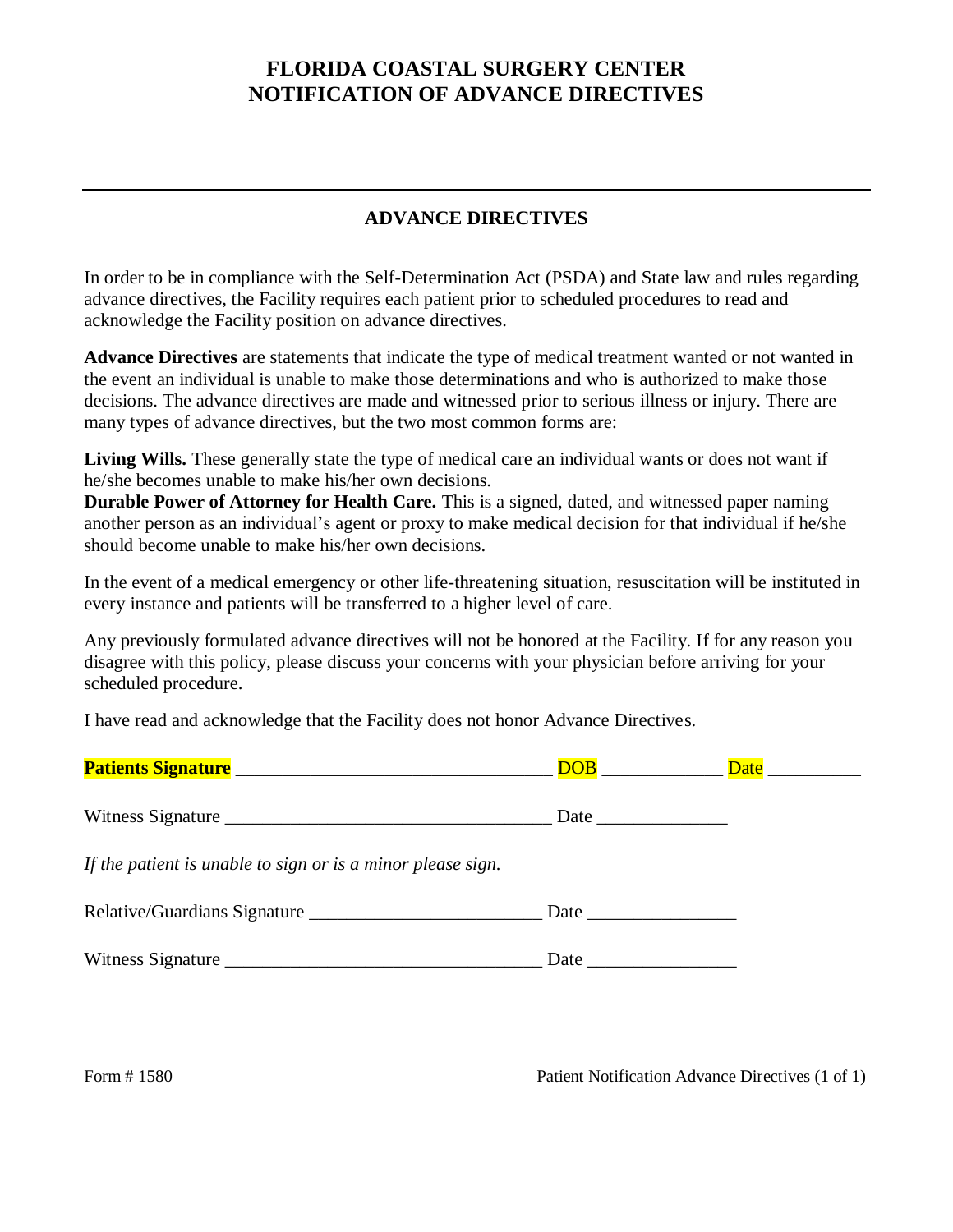# FLORIDA COASTAL SURGERY CENTER
# NOTIFICATION OF ADVANCE DIRECTIVES

---

## ADVANCE DIRECTIVES

In order to be in compliance with the Self-Determination Act (PSDA) and State law and rules regarding advance directives, the Facility requires each patient prior to scheduled procedures to read and acknowledge the Facility position on advance directives.

**Advance Directives** are statements that indicate the type of medical treatment wanted or not wanted in the event an individual is unable to make those determinations and who is authorized to make those decisions. The advance directives are made and witnessed prior to serious illness or injury. There are many types of advance directives, but the two most common forms are:

**Living Wills.** These generally state the type of medical care an individual wants or does not want if he/she becomes unable to make his/her own decisions.
**Durable Power of Attorney for Health Care.** This is a signed, dated, and witnessed paper naming another person as an individual's agent or proxy to make medical decision for that individual if he/she should become unable to make his/her own decisions.

In the event of a medical emergency or other life-threatening situation, resuscitation will be instituted in every instance and patients will be transferred to a higher level of care.

Any previously formulated advance directives will not be honored at the Facility. If for any reason you disagree with this policy, please discuss your concerns with your physician before arriving for your scheduled procedure.

I have read and acknowledge that the Facility does not honor Advance Directives.

**Patients Signature** _________________________________ DOB ____________ Date __________

Witness Signature ___________________________________ Date ______________

*If the patient is unable to sign or is a minor please sign.*

Relative/Guardians Signature ________________________ Date ________________

Witness Signature _________________________________ Date ________________

Form # 1580 Patient Notification Advance Directives (1 of 1)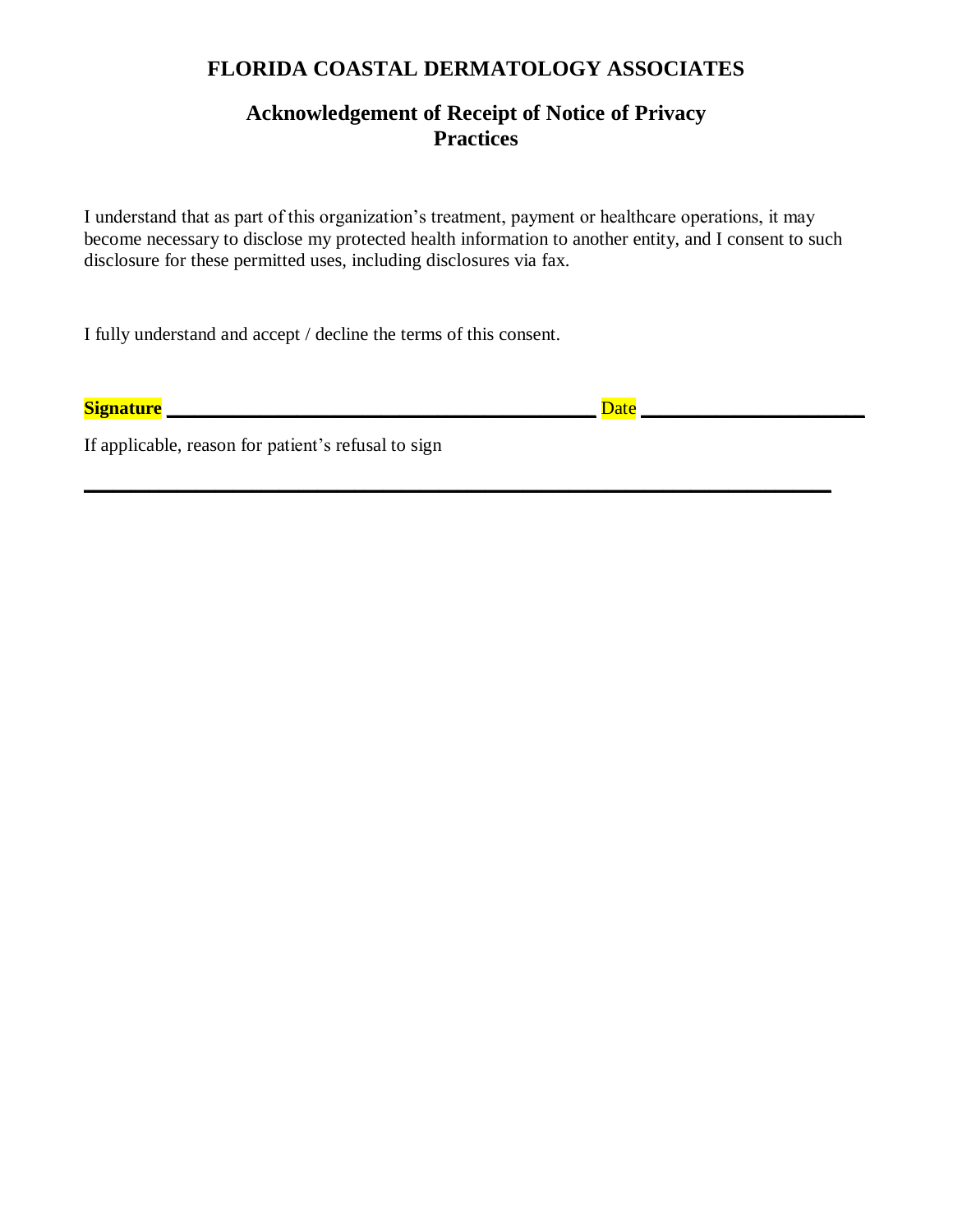# FLORIDA COASTAL DERMATOLOGY ASSOCIATES

## Acknowledgement of Receipt of Notice of Privacy Practices

I understand that as part of this organization's treatment, payment or healthcare operations, it may become necessary to disclose my protected health information to another entity, and I consent to such disclosure for these permitted uses, including disclosures via fax.

I fully understand and accept / decline the terms of this consent.

**Signature** ________________________________________ Date ____________________

If applicable, reason for patient's refusal to sign

______________________________________________________________________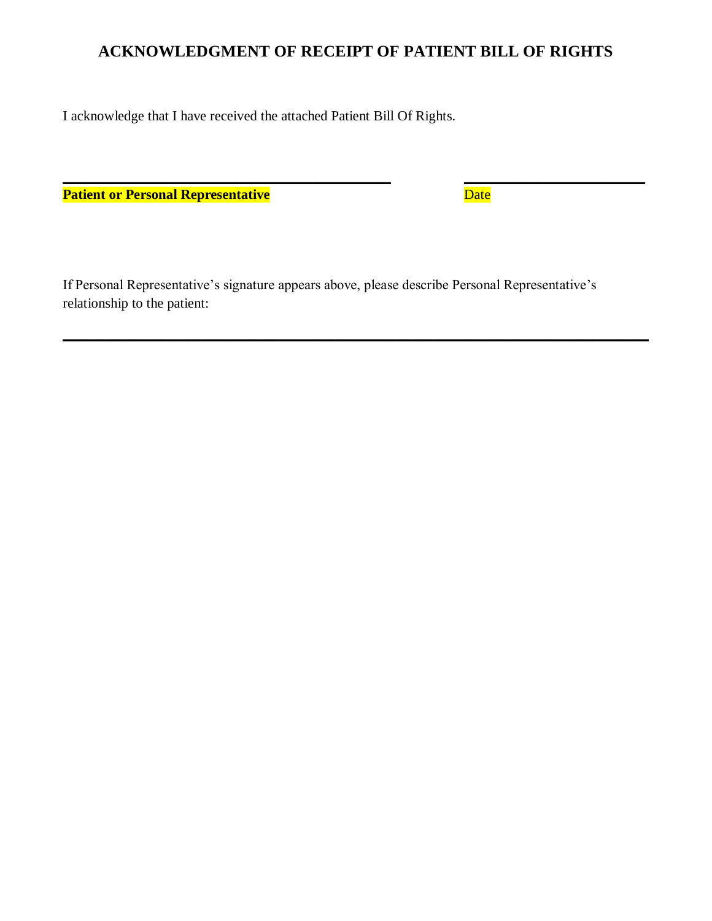# ACKNOWLEDGMENT OF RECEIPT OF PATIENT BILL OF RIGHTS

I acknowledge that I have received the attached Patient Bill Of Rights.

\_\_\_\_\_\_\_\_\_\_\_\_\_\_\_\_\_\_\_\_\_\_\_\_\_\_\_\_\_\_\_\_\_\_\_\_\_\_\_\_ \_\_\_\_\_\_\_\_\_\_\_\_\_\_\_\_\_\_\_\_\_\_\_\_

**Patient or Personal Representative** Date

If Personal Representative's signature appears above, please describe Personal Representative's relationship to the patient:

\_\_\_\_\_\_\_\_\_\_\_\_\_\_\_\_\_\_\_\_\_\_\_\_\_\_\_\_\_\_\_\_\_\_\_\_\_\_\_\_\_\_\_\_\_\_\_\_\_\_\_\_\_\_\_\_\_\_\_\_\_\_\_\_\_\_\_\_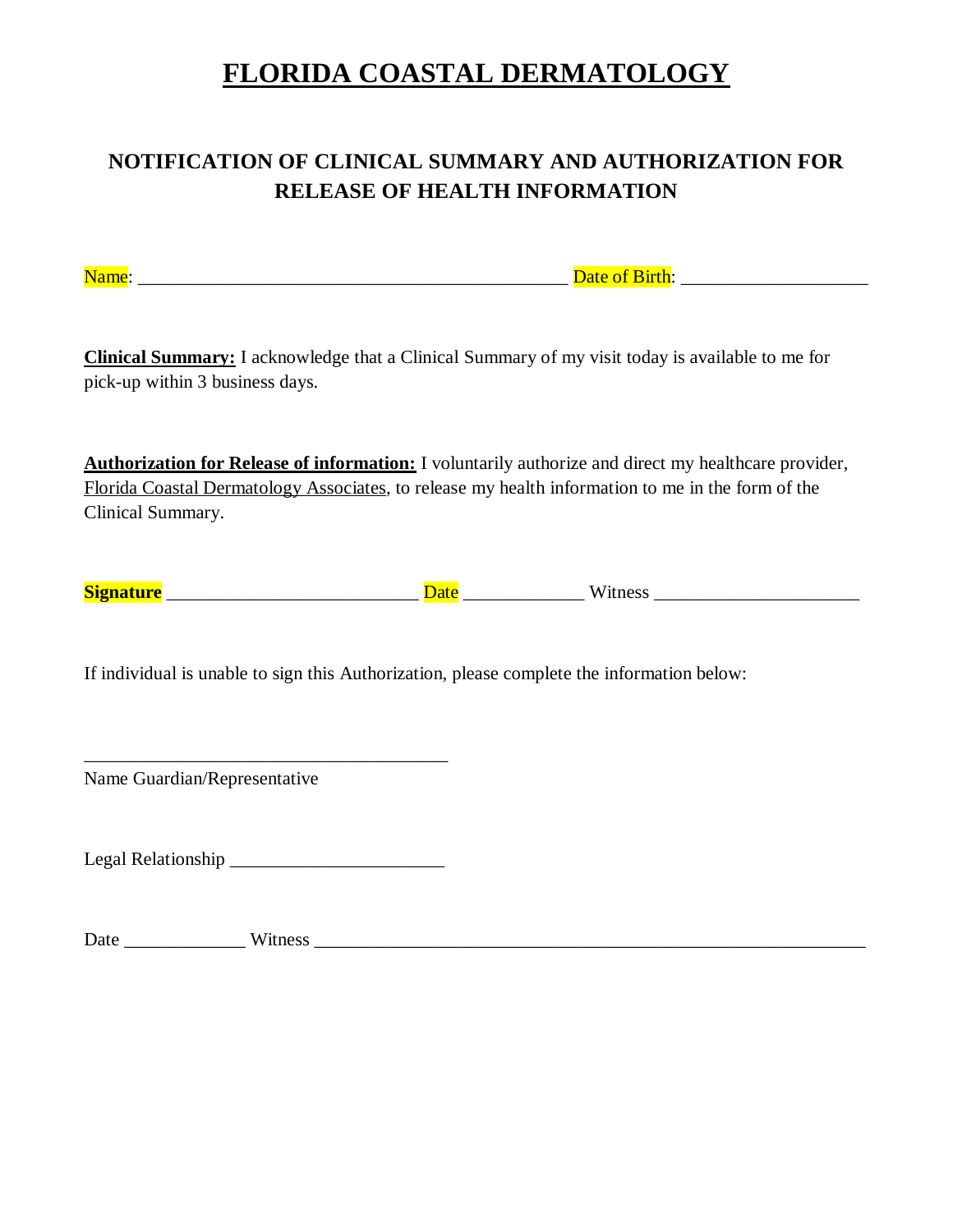# FLORIDA COASTAL DERMATOLOGY

## NOTIFICATION OF CLINICAL SUMMARY AND AUTHORIZATION FOR RELEASE OF HEALTH INFORMATION

Name: _____________________________________________ Date of Birth: ____________________

**Clinical Summary:** I acknowledge that a Clinical Summary of my visit today is available to me for pick-up within 3 business days.

**Authorization for Release of information:** I voluntarily authorize and direct my healthcare provider, Florida Coastal Dermatology Associates, to release my health information to me in the form of the Clinical Summary.

**Signature** __________________________ Date _____________ Witness ______________________

If individual is unable to sign this Authorization, please complete the information below:

________________________________________
Name Guardian/Representative

Legal Relationship _______________________

Date _____________ Witness ____________________________________________________________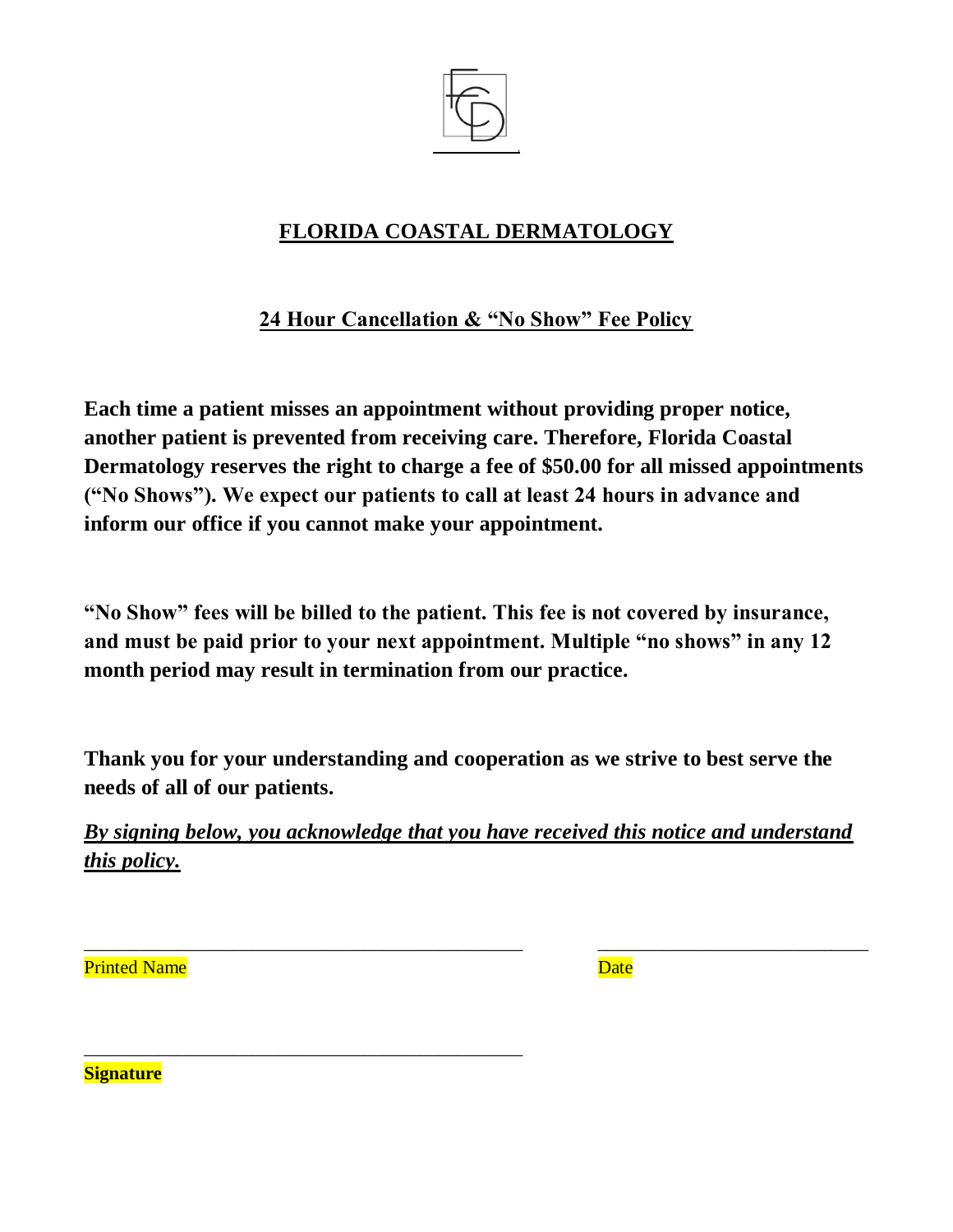# FLORIDA COASTAL DERMATOLOGY

## 24 Hour Cancellation & "No Show" Fee Policy

**Each time a patient misses an appointment without providing proper notice, another patient is prevented from receiving care. Therefore, Florida Coastal Dermatology reserves the right to charge a fee of $50.00 for all missed appointments ("No Shows"). We expect our patients to call at least 24 hours in advance and inform our office if you cannot make your appointment.**

**"No Show" fees will be billed to the patient. This fee is not covered by insurance, and must be paid prior to your next appointment. Multiple "no shows" in any 12 month period may result in termination from our practice.**

**Thank you for your understanding and cooperation as we strive to best serve the needs of all of our patients.**

***By signing below, you acknowledge that you have received this notice and understand this policy.***

_______________________________________________ _____________________________

Printed Name Date

_______________________________________________

**Signature**